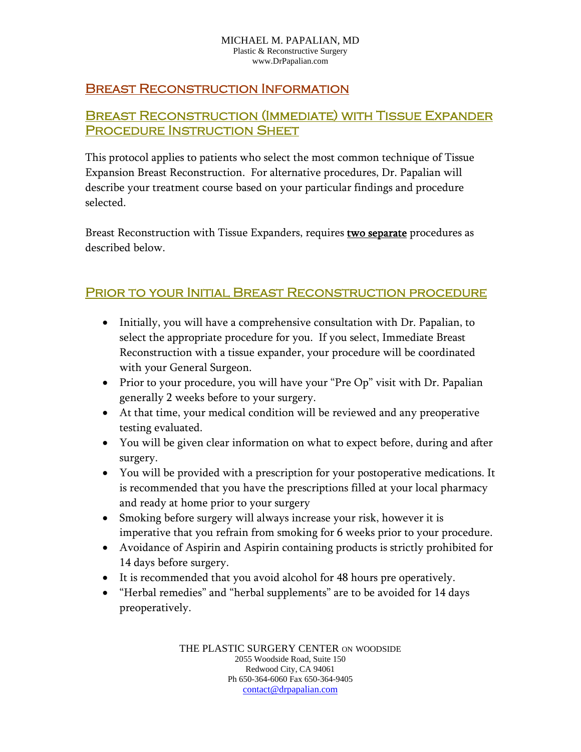MICHAEL M. PAPALIAN, MD
Plastic & Reconstructive Surgery
www.DrPapalian.com

# Breast Reconstruction Information

## Breast Reconstruction (Immediate) with Tissue Expander Procedure Instruction Sheet

This protocol applies to patients who select the most common technique of Tissue Expansion Breast Reconstruction. For alternative procedures, Dr. Papalian will describe your treatment course based on your particular findings and procedure selected.

Breast Reconstruction with Tissue Expanders, requires **two separate** procedures as described below.

## Prior to your Initial Breast Reconstruction procedure

- Initially, you will have a comprehensive consultation with Dr. Papalian, to select the appropriate procedure for you. If you select, Immediate Breast Reconstruction with a tissue expander, your procedure will be coordinated with your General Surgeon.
- Prior to your procedure, you will have your "Pre Op" visit with Dr. Papalian generally 2 weeks before to your surgery.
- At that time, your medical condition will be reviewed and any preoperative testing evaluated.
- You will be given clear information on what to expect before, during and after surgery.
- You will be provided with a prescription for your postoperative medications. It is recommended that you have the prescriptions filled at your local pharmacy and ready at home prior to your surgery
- Smoking before surgery will always increase your risk, however it is imperative that you refrain from smoking for 6 weeks prior to your procedure.
- Avoidance of Aspirin and Aspirin containing products is strictly prohibited for 14 days before surgery.
- It is recommended that you avoid alcohol for 48 hours pre operatively.
- "Herbal remedies" and "herbal supplements" are to be avoided for 14 days preoperatively.

THE PLASTIC SURGERY CENTER ON WOODSIDE
2055 Woodside Road, Suite 150
Redwood City, CA 94061
Ph 650-364-6060 Fax 650-364-9405
contact@drpapalian.com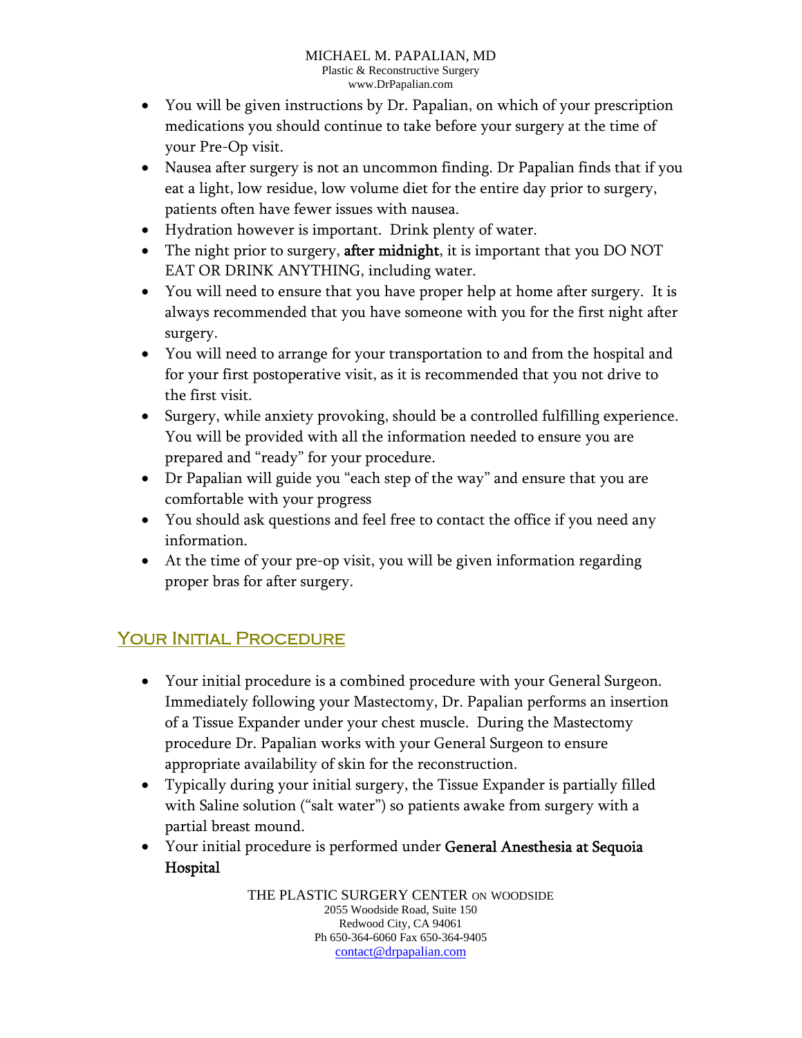- You will be given instructions by Dr. Papalian, on which of your prescription medications you should continue to take before your surgery at the time of your Pre-Op visit.
- Nausea after surgery is not an uncommon finding. Dr Papalian finds that if you eat a light, low residue, low volume diet for the entire day prior to surgery, patients often have fewer issues with nausea.
- Hydration however is important. Drink plenty of water.
- The night prior to surgery, **after midnight**, it is important that you DO NOT EAT OR DRINK ANYTHING, including water.
- You will need to ensure that you have proper help at home after surgery. It is always recommended that you have someone with you for the first night after surgery.
- You will need to arrange for your transportation to and from the hospital and for your first postoperative visit, as it is recommended that you not drive to the first visit.
- Surgery, while anxiety provoking, should be a controlled fulfilling experience. You will be provided with all the information needed to ensure you are prepared and "ready" for your procedure.
- Dr Papalian will guide you "each step of the way" and ensure that you are comfortable with your progress
- You should ask questions and feel free to contact the office if you need any information.
- At the time of your pre-op visit, you will be given information regarding proper bras for after surgery.

## Your Initial Procedure

- Your initial procedure is a combined procedure with your General Surgeon. Immediately following your Mastectomy, Dr. Papalian performs an insertion of a Tissue Expander under your chest muscle. During the Mastectomy procedure Dr. Papalian works with your General Surgeon to ensure appropriate availability of skin for the reconstruction.
- Typically during your initial surgery, the Tissue Expander is partially filled with Saline solution ("salt water") so patients awake from surgery with a partial breast mound.
- Your initial procedure is performed under **General Anesthesia at Sequoia Hospital**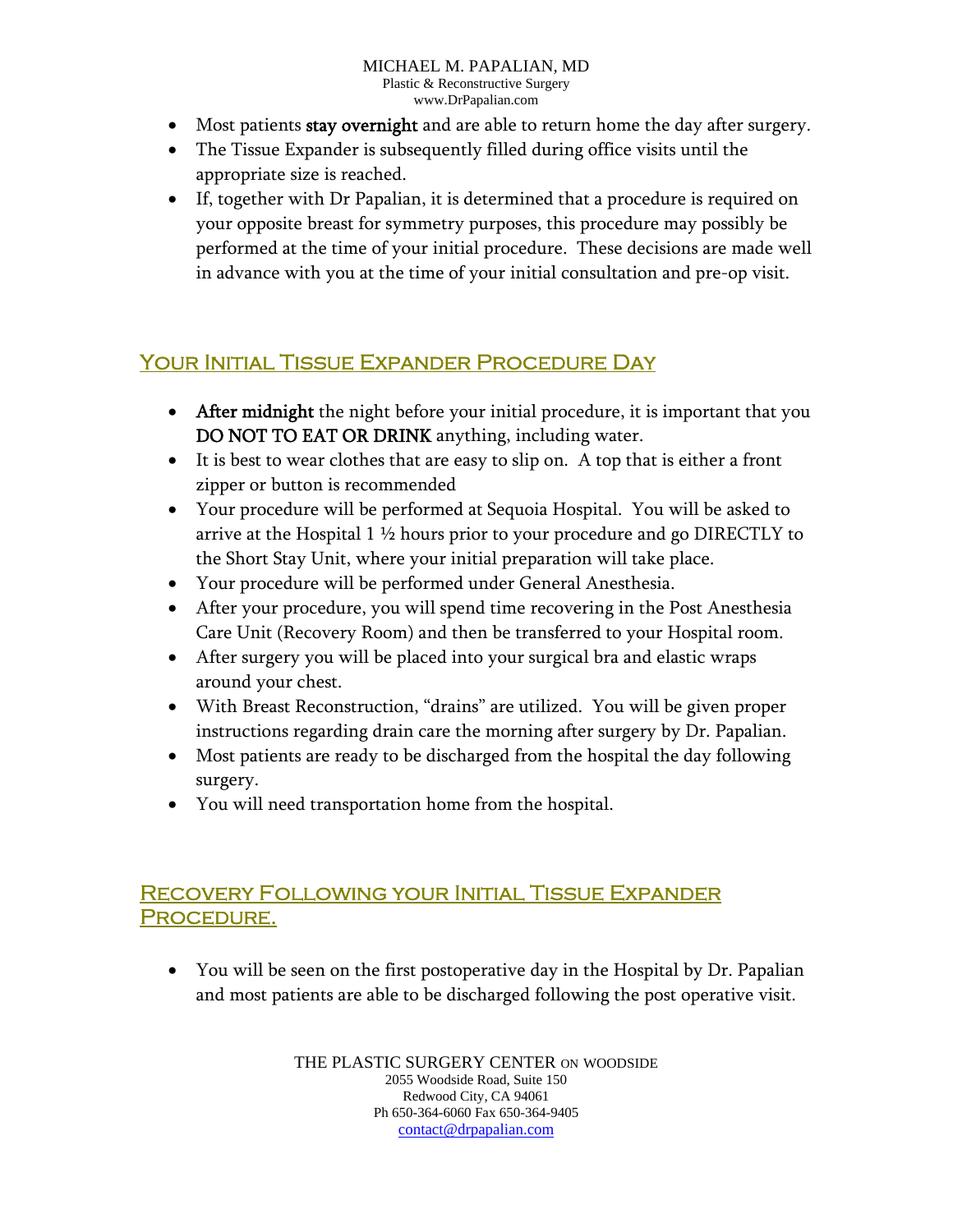- Most patients **stay overnight** and are able to return home the day after surgery.
- The Tissue Expander is subsequently filled during office visits until the appropriate size is reached.
- If, together with Dr Papalian, it is determined that a procedure is required on your opposite breast for symmetry purposes, this procedure may possibly be performed at the time of your initial procedure. These decisions are made well in advance with you at the time of your initial consultation and pre-op visit.

## Your Initial Tissue Expander Procedure Day

- **After midnight** the night before your initial procedure, it is important that you **DO NOT TO EAT OR DRINK** anything, including water.
- It is best to wear clothes that are easy to slip on. A top that is either a front zipper or button is recommended
- Your procedure will be performed at Sequoia Hospital. You will be asked to arrive at the Hospital 1 ½ hours prior to your procedure and go DIRECTLY to the Short Stay Unit, where your initial preparation will take place.
- Your procedure will be performed under General Anesthesia.
- After your procedure, you will spend time recovering in the Post Anesthesia Care Unit (Recovery Room) and then be transferred to your Hospital room.
- After surgery you will be placed into your surgical bra and elastic wraps around your chest.
- With Breast Reconstruction, "drains" are utilized. You will be given proper instructions regarding drain care the morning after surgery by Dr. Papalian.
- Most patients are ready to be discharged from the hospital the day following surgery.
- You will need transportation home from the hospital.

## Recovery Following your Initial Tissue Expander Procedure.

- You will be seen on the first postoperative day in the Hospital by Dr. Papalian and most patients are able to be discharged following the post operative visit.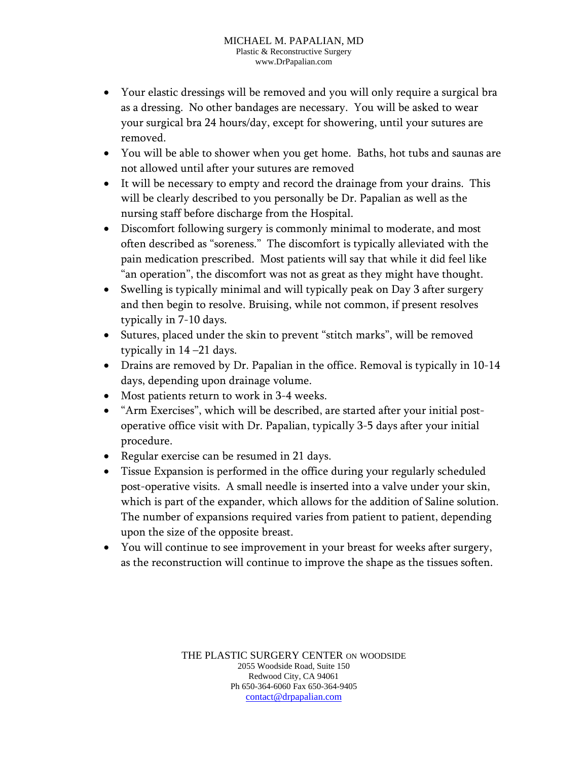- Your elastic dressings will be removed and you will only require a surgical bra as a dressing. No other bandages are necessary. You will be asked to wear your surgical bra 24 hours/day, except for showering, until your sutures are removed.
- You will be able to shower when you get home. Baths, hot tubs and saunas are not allowed until after your sutures are removed
- It will be necessary to empty and record the drainage from your drains. This will be clearly described to you personally be Dr. Papalian as well as the nursing staff before discharge from the Hospital.
- Discomfort following surgery is commonly minimal to moderate, and most often described as "soreness." The discomfort is typically alleviated with the pain medication prescribed. Most patients will say that while it did feel like "an operation", the discomfort was not as great as they might have thought.
- Swelling is typically minimal and will typically peak on Day 3 after surgery and then begin to resolve. Bruising, while not common, if present resolves typically in 7-10 days.
- Sutures, placed under the skin to prevent "stitch marks", will be removed typically in 14 –21 days.
- Drains are removed by Dr. Papalian in the office. Removal is typically in 10-14 days, depending upon drainage volume.
- Most patients return to work in 3-4 weeks.
- "Arm Exercises", which will be described, are started after your initial post-operative office visit with Dr. Papalian, typically 3-5 days after your initial procedure.
- Regular exercise can be resumed in 21 days.
- Tissue Expansion is performed in the office during your regularly scheduled post-operative visits. A small needle is inserted into a valve under your skin, which is part of the expander, which allows for the addition of Saline solution. The number of expansions required varies from patient to patient, depending upon the size of the opposite breast.
- You will continue to see improvement in your breast for weeks after surgery, as the reconstruction will continue to improve the shape as the tissues soften.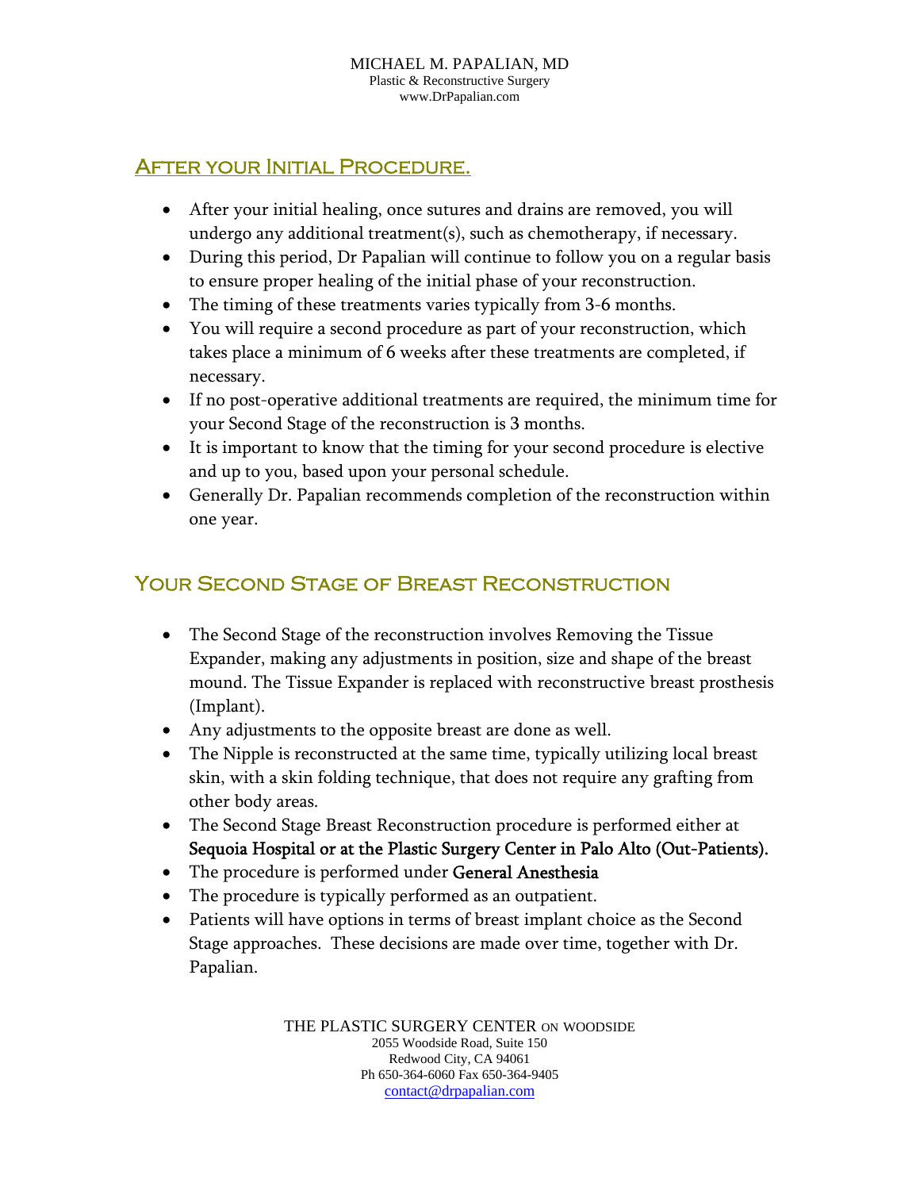## After your Initial Procedure.

- After your initial healing, once sutures and drains are removed, you will undergo any additional treatment(s), such as chemotherapy, if necessary.
- During this period, Dr Papalian will continue to follow you on a regular basis to ensure proper healing of the initial phase of your reconstruction.
- The timing of these treatments varies typically from 3-6 months.
- You will require a second procedure as part of your reconstruction, which takes place a minimum of 6 weeks after these treatments are completed, if necessary.
- If no post-operative additional treatments are required, the minimum time for your Second Stage of the reconstruction is 3 months.
- It is important to know that the timing for your second procedure is elective and up to you, based upon your personal schedule.
- Generally Dr. Papalian recommends completion of the reconstruction within one year.

## Your Second Stage of Breast Reconstruction

- The Second Stage of the reconstruction involves Removing the Tissue Expander, making any adjustments in position, size and shape of the breast mound. The Tissue Expander is replaced with reconstructive breast prosthesis (Implant).
- Any adjustments to the opposite breast are done as well.
- The Nipple is reconstructed at the same time, typically utilizing local breast skin, with a skin folding technique, that does not require any grafting from other body areas.
- The Second Stage Breast Reconstruction procedure is performed either at **Sequoia Hospital or at the Plastic Surgery Center in Palo Alto (Out-Patients).**
- The procedure is performed under **General Anesthesia**
- The procedure is typically performed as an outpatient.
- Patients will have options in terms of breast implant choice as the Second Stage approaches. These decisions are made over time, together with Dr. Papalian.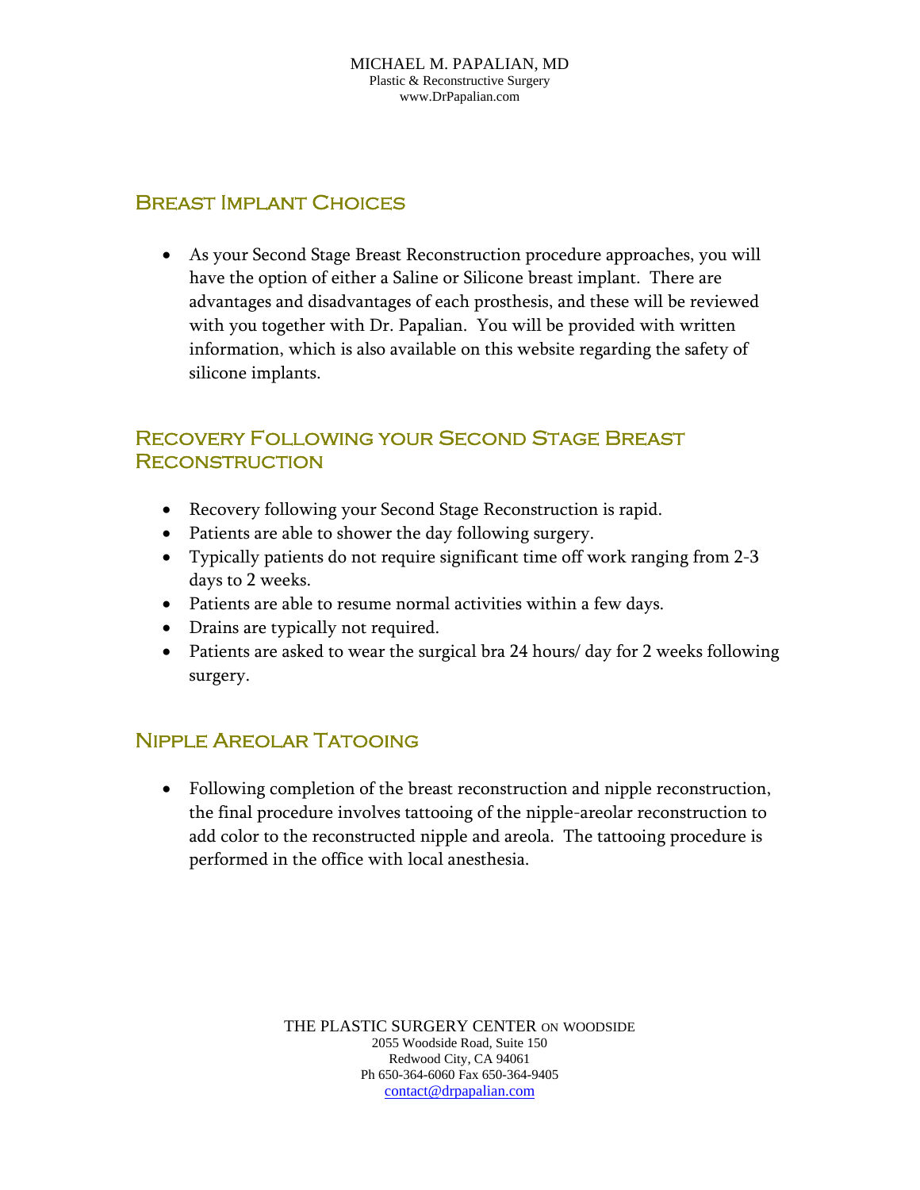## Breast Implant Choices

- As your Second Stage Breast Reconstruction procedure approaches, you will have the option of either a Saline or Silicone breast implant. There are advantages and disadvantages of each prosthesis, and these will be reviewed with you together with Dr. Papalian. You will be provided with written information, which is also available on this website regarding the safety of silicone implants.

## Recovery Following your Second Stage Breast Reconstruction

- Recovery following your Second Stage Reconstruction is rapid.
- Patients are able to shower the day following surgery.
- Typically patients do not require significant time off work ranging from 2-3 days to 2 weeks.
- Patients are able to resume normal activities within a few days.
- Drains are typically not required.
- Patients are asked to wear the surgical bra 24 hours/ day for 2 weeks following surgery.

## Nipple Areolar Tatooing

- Following completion of the breast reconstruction and nipple reconstruction, the final procedure involves tattooing of the nipple-areolar reconstruction to add color to the reconstructed nipple and areola. The tattooing procedure is performed in the office with local anesthesia.